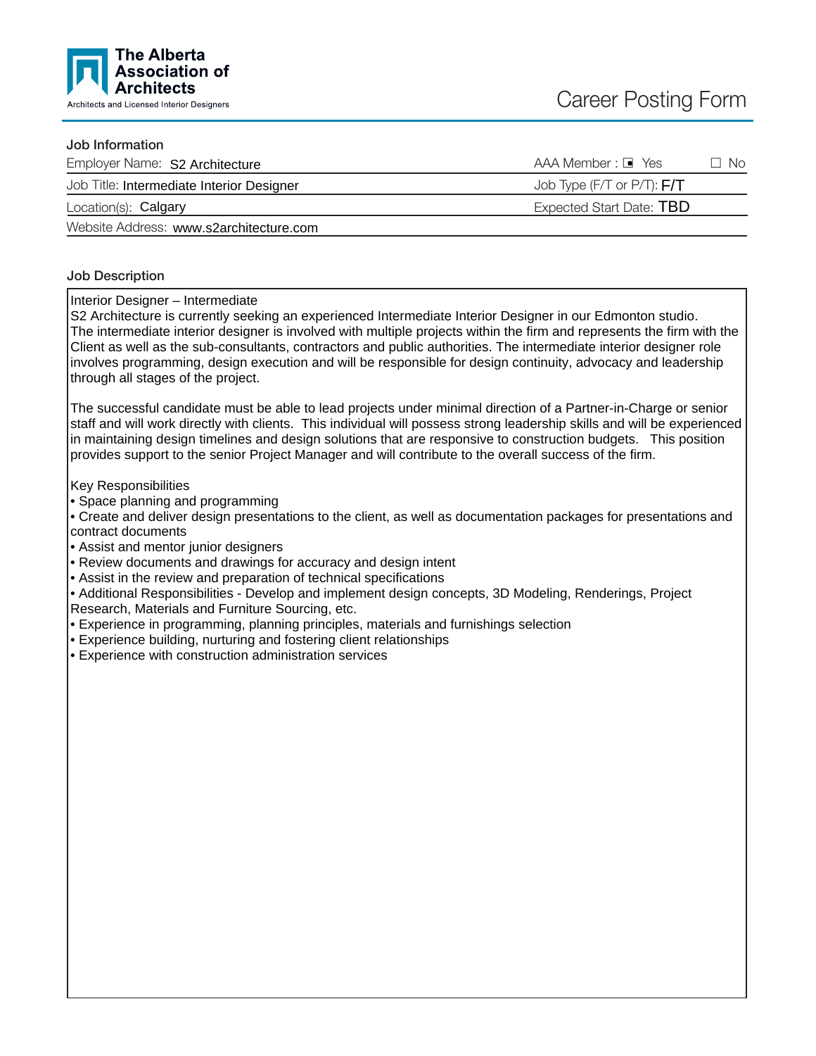The Alberta Association of Architects

Architects and Licensed Interior Designers

# Career Posting Form

## Job Information

| | |
|---|---|
| Employer Name: S2 Architecture | AAA Member : ■ Yes ☐ No |
| Job Title: Intermediate Interior Designer | Job Type (F/T or P/T): F/T |
| Location(s): Calgary | Expected Start Date: TBD |
| Website Address: www.s2architecture.com | |

## Job Description

Interior Designer – Intermediate

S2 Architecture is currently seeking an experienced Intermediate Interior Designer in our Edmonton studio. The intermediate interior designer is involved with multiple projects within the firm and represents the firm with the Client as well as the sub-consultants, contractors and public authorities. The intermediate interior designer role involves programming, design execution and will be responsible for design continuity, advocacy and leadership through all stages of the project.

The successful candidate must be able to lead projects under minimal direction of a Partner-in-Charge or senior staff and will work directly with clients. This individual will possess strong leadership skills and will be experienced in maintaining design timelines and design solutions that are responsive to construction budgets. This position provides support to the senior Project Manager and will contribute to the overall success of the firm.

Key Responsibilities

- Space planning and programming
- Create and deliver design presentations to the client, as well as documentation packages for presentations and contract documents
- Assist and mentor junior designers
- Review documents and drawings for accuracy and design intent
- Assist in the review and preparation of technical specifications
- Additional Responsibilities - Develop and implement design concepts, 3D Modeling, Renderings, Project Research, Materials and Furniture Sourcing, etc.
- Experience in programming, planning principles, materials and furnishings selection
- Experience building, nurturing and fostering client relationships
- Experience with construction administration services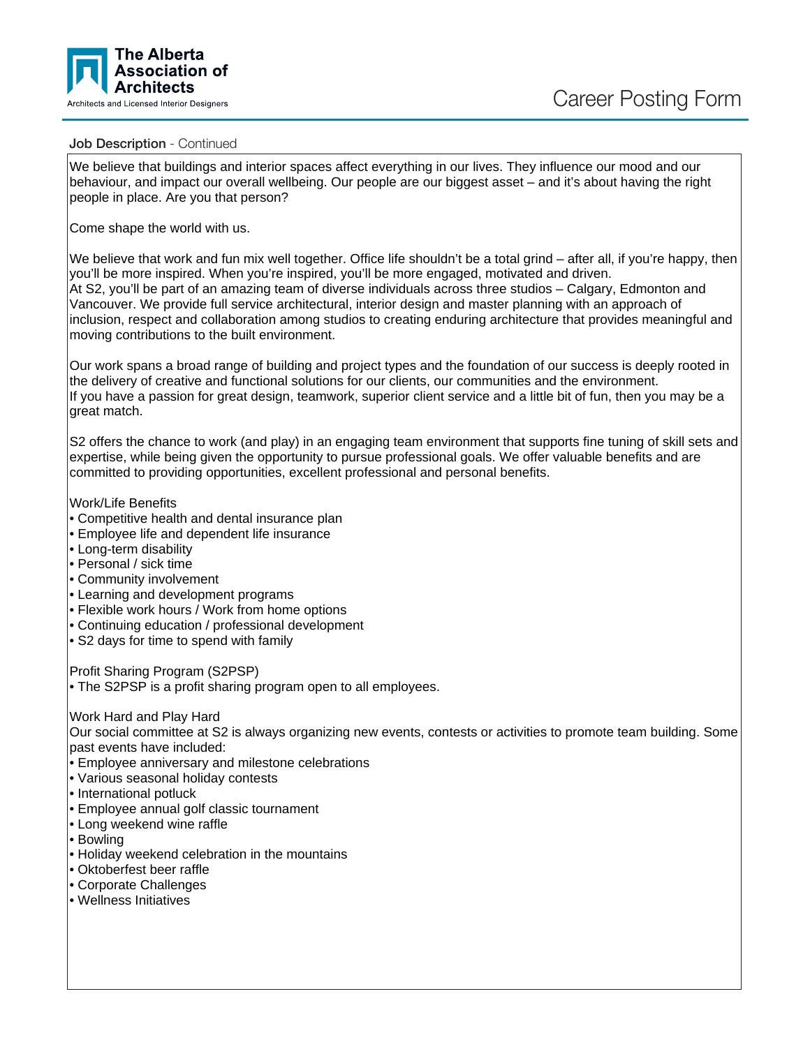**Job Description** - Continued

We believe that buildings and interior spaces affect everything in our lives. They influence our mood and our behaviour, and impact our overall wellbeing. Our people are our biggest asset – and it's about having the right people in place. Are you that person?

Come shape the world with us.

We believe that work and fun mix well together. Office life shouldn't be a total grind – after all, if you're happy, then you'll be more inspired. When you're inspired, you'll be more engaged, motivated and driven.
At S2, you'll be part of an amazing team of diverse individuals across three studios – Calgary, Edmonton and Vancouver. We provide full service architectural, interior design and master planning with an approach of inclusion, respect and collaboration among studios to creating enduring architecture that provides meaningful and moving contributions to the built environment.

Our work spans a broad range of building and project types and the foundation of our success is deeply rooted in the delivery of creative and functional solutions for our clients, our communities and the environment.
If you have a passion for great design, teamwork, superior client service and a little bit of fun, then you may be a great match.

S2 offers the chance to work (and play) in an engaging team environment that supports fine tuning of skill sets and expertise, while being given the opportunity to pursue professional goals. We offer valuable benefits and are committed to providing opportunities, excellent professional and personal benefits.

Work/Life Benefits
- Competitive health and dental insurance plan
- Employee life and dependent life insurance
- Long-term disability
- Personal / sick time
- Community involvement
- Learning and development programs
- Flexible work hours / Work from home options
- Continuing education / professional development
- S2 days for time to spend with family

Profit Sharing Program (S2PSP)
- The S2PSP is a profit sharing program open to all employees.

Work Hard and Play Hard
Our social committee at S2 is always organizing new events, contests or activities to promote team building. Some past events have included:
- Employee anniversary and milestone celebrations
- Various seasonal holiday contests
- International potluck
- Employee annual golf classic tournament
- Long weekend wine raffle
- Bowling
- Holiday weekend celebration in the mountains
- Oktoberfest beer raffle
- Corporate Challenges
- Wellness Initiatives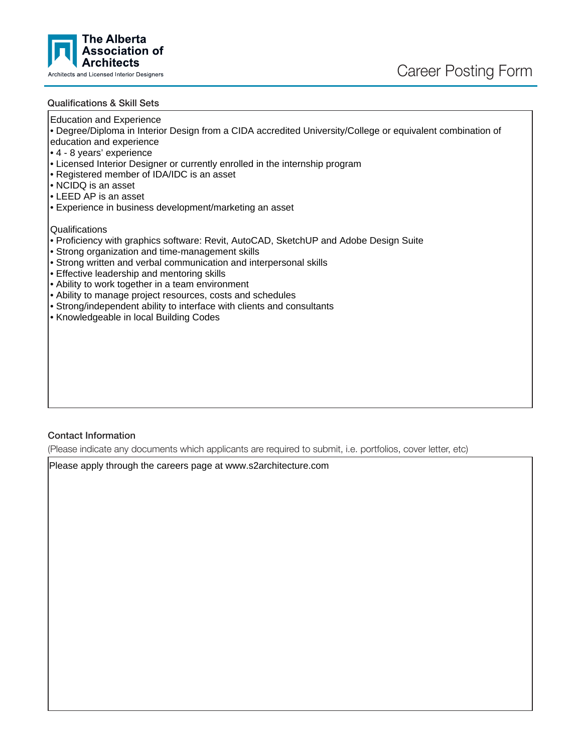## Qualifications & Skill Sets

Education and Experience

- Degree/Diploma in Interior Design from a CIDA accredited University/College or equivalent combination of education and experience
- 4 - 8 years' experience
- Licensed Interior Designer or currently enrolled in the internship program
- Registered member of IDA/IDC is an asset
- NCIDQ is an asset
- LEED AP is an asset
- Experience in business development/marketing an asset

Qualifications

- Proficiency with graphics software: Revit, AutoCAD, SketchUP and Adobe Design Suite
- Strong organization and time-management skills
- Strong written and verbal communication and interpersonal skills
- Effective leadership and mentoring skills
- Ability to work together in a team environment
- Ability to manage project resources, costs and schedules
- Strong/independent ability to interface with clients and consultants
- Knowledgeable in local Building Codes

## Contact Information

(Please indicate any documents which applicants are required to submit, i.e. portfolios, cover letter, etc)

Please apply through the careers page at www.s2architecture.com